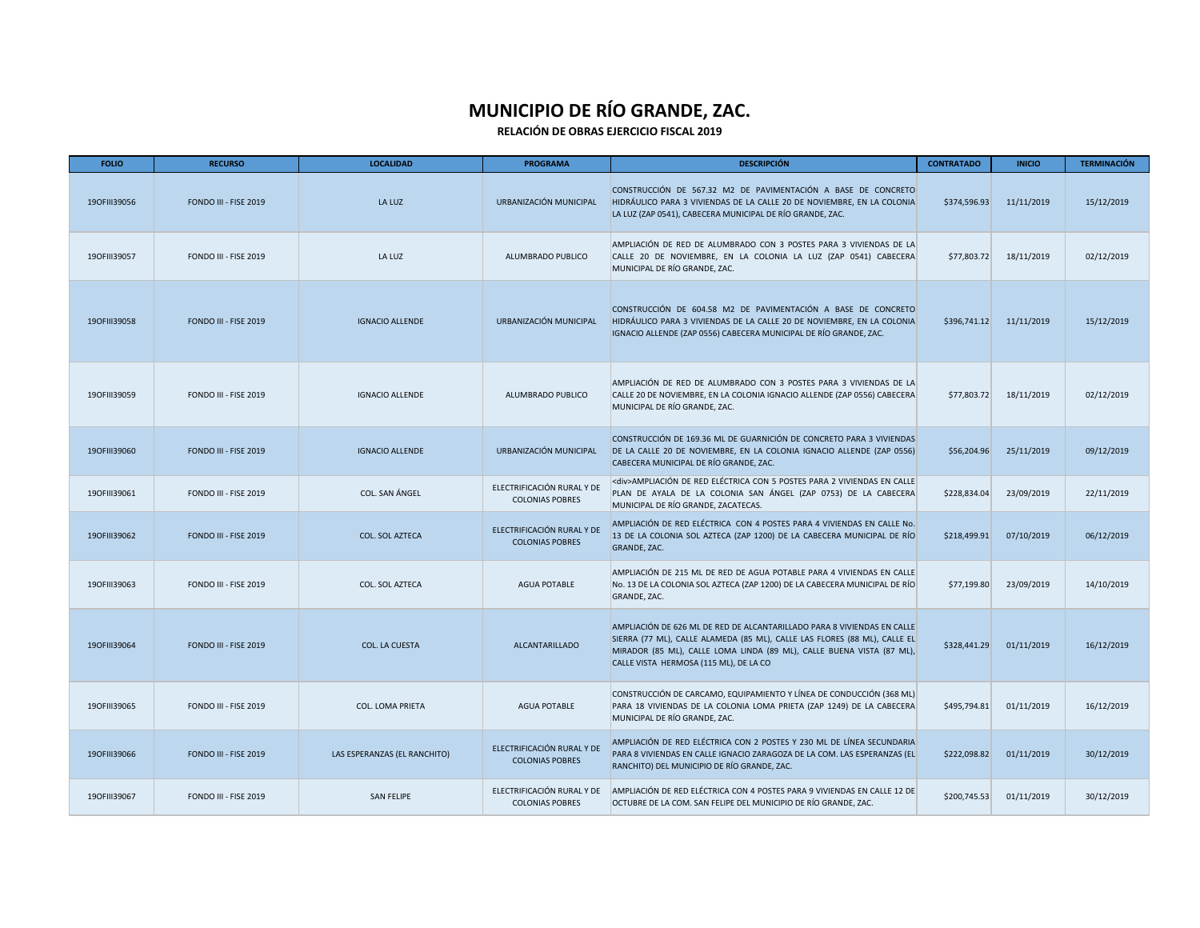# MUNICIPIO DE RÍO GRANDE, ZAC.

## RELACIÓN DE OBRAS EJERCICIO FISCAL 2019

| FOLIO | RECURSO | LOCALIDAD | PROGRAMA | DESCRIPCIÓN | CONTRATADO | INICIO | TERMINACIÓN |
|---|---|---|---|---|---|---|---|
| 19OFIII39056 | FONDO III - FISE 2019 | LA LUZ | URBANIZACIÓN MUNICIPAL | CONSTRUCCIÓN DE 567.32 M2 DE PAVIMENTACIÓN A BASE DE CONCRETO HIDRÁULICO PARA 3 VIVIENDAS DE LA CALLE 20 DE NOVIEMBRE, EN LA COLONIA LA LUZ (ZAP 0541), CABECERA MUNICIPAL DE RÍO GRANDE, ZAC. | $374,596.93 | 11/11/2019 | 15/12/2019 |
| 19OFIII39057 | FONDO III - FISE 2019 | LA LUZ | ALUMBRADO PUBLICO | AMPLIACIÓN DE RED DE ALUMBRADO CON 3 POSTES PARA 3 VIVIENDAS DE LA CALLE 20 DE NOVIEMBRE, EN LA COLONIA LA LUZ (ZAP 0541) CABECERA MUNICIPAL DE RÍO GRANDE, ZAC. | $77,803.72 | 18/11/2019 | 02/12/2019 |
| 19OFIII39058 | FONDO III - FISE 2019 | IGNACIO ALLENDE | URBANIZACIÓN MUNICIPAL | CONSTRUCCIÓN DE 604.58 M2 DE PAVIMENTACIÓN A BASE DE CONCRETO HIDRÁULICO PARA 3 VIVIENDAS DE LA CALLE 20 DE NOVIEMBRE, EN LA COLONIA IGNACIO ALLENDE (ZAP 0556) CABECERA MUNICIPAL DE RÍO GRANDE, ZAC. | $396,741.12 | 11/11/2019 | 15/12/2019 |
| 19OFIII39059 | FONDO III - FISE 2019 | IGNACIO ALLENDE | ALUMBRADO PUBLICO | AMPLIACIÓN DE RED DE ALUMBRADO CON 3 POSTES PARA 3 VIVIENDAS DE LA CALLE 20 DE NOVIEMBRE, EN LA COLONIA IGNACIO ALLENDE (ZAP 0556) CABECERA MUNICIPAL DE RÍO GRANDE, ZAC. | $77,803.72 | 18/11/2019 | 02/12/2019 |
| 19OFIII39060 | FONDO III - FISE 2019 | IGNACIO ALLENDE | URBANIZACIÓN MUNICIPAL | CONSTRUCCIÓN DE 169.36 ML DE GUARNICIÓN DE CONCRETO PARA 3 VIVIENDAS DE LA CALLE 20 DE NOVIEMBRE, EN LA COLONIA IGNACIO ALLENDE (ZAP 0556) CABECERA MUNICIPAL DE RÍO GRANDE, ZAC. | $56,204.96 | 25/11/2019 | 09/12/2019 |
| 19OFIII39061 | FONDO III - FISE 2019 | COL. SAN ÁNGEL | ELECTRIFICACIÓN RURAL Y DE COLONIAS POBRES | <div>AMPLIACIÓN DE RED ELÉCTRICA CON 5 POSTES PARA 2 VIVIENDAS EN CALLE PLAN DE AYALA DE LA COLONIA SAN ÁNGEL (ZAP 0753) DE LA CABECERA MUNICIPAL DE RÍO GRANDE, ZACATECAS. | $228,834.04 | 23/09/2019 | 22/11/2019 |
| 19OFIII39062 | FONDO III - FISE 2019 | COL. SOL AZTECA | ELECTRIFICACIÓN RURAL Y DE COLONIAS POBRES | AMPLIACIÓN DE RED ELÉCTRICA CON 4 POSTES PARA 4 VIVIENDAS EN CALLE No. 13 DE LA COLONIA SOL AZTECA (ZAP 1200) DE LA CABECERA MUNICIPAL DE RÍO GRANDE, ZAC. | $218,499.91 | 07/10/2019 | 06/12/2019 |
| 19OFIII39063 | FONDO III - FISE 2019 | COL. SOL AZTECA | AGUA POTABLE | AMPLIACIÓN DE 215 ML DE RED DE AGUA POTABLE PARA 4 VIVIENDAS EN CALLE No. 13 DE LA COLONIA SOL AZTECA (ZAP 1200) DE LA CABECERA MUNICIPAL DE RÍO GRANDE, ZAC. | $77,199.80 | 23/09/2019 | 14/10/2019 |
| 19OFIII39064 | FONDO III - FISE 2019 | COL. LA CUESTA | ALCANTARILLADO | AMPLIACIÓN DE 626 ML DE RED DE ALCANTARILLADO PARA 8 VIVIENDAS EN CALLE SIERRA (77 ML), CALLE ALAMEDA (85 ML), CALLE LAS FLORES (88 ML), CALLE EL MIRADOR (85 ML), CALLE LOMA LINDA (89 ML), CALLE BUENA VISTA (87 ML), CALLE VISTA HERMOSA (115 ML), DE LA CO | $328,441.29 | 01/11/2019 | 16/12/2019 |
| 19OFIII39065 | FONDO III - FISE 2019 | COL. LOMA PRIETA | AGUA POTABLE | CONSTRUCCIÓN DE CARCAMO, EQUIPAMIENTO Y LÍNEA DE CONDUCCIÓN (368 ML) PARA 18 VIVIENDAS DE LA COLONIA LOMA PRIETA (ZAP 1249) DE LA CABECERA MUNICIPAL DE RÍO GRANDE, ZAC. | $495,794.81 | 01/11/2019 | 16/12/2019 |
| 19OFIII39066 | FONDO III - FISE 2019 | LAS ESPERANZAS (EL RANCHITO) | ELECTRIFICACIÓN RURAL Y DE COLONIAS POBRES | AMPLIACIÓN DE RED ELÉCTRICA CON 2 POSTES Y 230 ML DE LÍNEA SECUNDARIA PARA 8 VIVIENDAS EN CALLE IGNACIO ZARAGOZA DE LA COM. LAS ESPERANZAS (EL RANCHITO) DEL MUNICIPIO DE RÍO GRANDE, ZAC. | $222,098.82 | 01/11/2019 | 30/12/2019 |
| 19OFIII39067 | FONDO III - FISE 2019 | SAN FELIPE | ELECTRIFICACIÓN RURAL Y DE COLONIAS POBRES | AMPLIACIÓN DE RED ELÉCTRICA CON 4 POSTES PARA 9 VIVIENDAS EN CALLE 12 DE OCTUBRE DE LA COM. SAN FELIPE DEL MUNICIPIO DE RÍO GRANDE, ZAC. | $200,745.53 | 01/11/2019 | 30/12/2019 |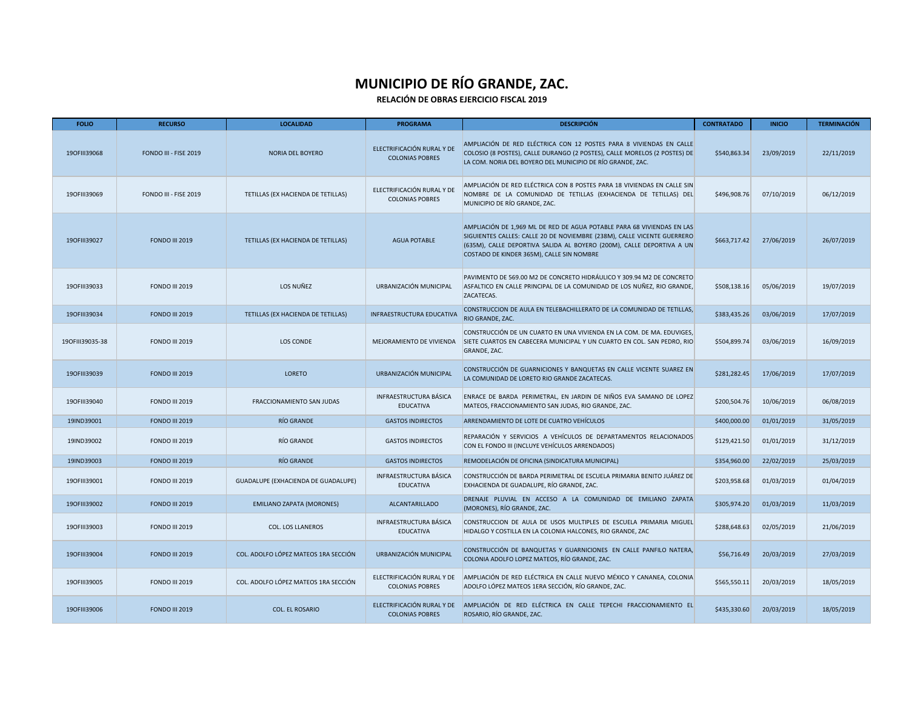# MUNICIPIO DE RÍO GRANDE, ZAC.

## RELACIÓN DE OBRAS EJERCICIO FISCAL 2019

| FOLIO | RECURSO | LOCALIDAD | PROGRAMA | DESCRIPCIÓN | CONTRATADO | INICIO | TERMINACIÓN |
|---|---|---|---|---|---|---|---|
| 19OFIII39068 | FONDO III - FISE 2019 | NORIA DEL BOYERO | ELECTRIFICACIÓN RURAL Y DE COLONIAS POBRES | AMPLIACIÓN DE RED ELÉCTRICA CON 12 POSTES PARA 8 VIVIENDAS EN CALLE COLOSIO (8 POSTES), CALLE DURANGO (2 POSTES), CALLE MORELOS (2 POSTES) DE LA COM. NORIA DEL BOYERO DEL MUNICIPIO DE RÍO GRANDE, ZAC. | $540,863.34 | 23/09/2019 | 22/11/2019 |
| 19OFIII39069 | FONDO III - FISE 2019 | TETILLAS (EX HACIENDA DE TETILLAS) | ELECTRIFICACIÓN RURAL Y DE COLONIAS POBRES | AMPLIACIÓN DE RED ELÉCTRICA CON 8 POSTES PARA 18 VIVIENDAS EN CALLE SIN NOMBRE DE LA COMUNIDAD DE TETILLAS (EXHACIENDA DE TETILLAS) DEL MUNICIPIO DE RÍO GRANDE, ZAC. | $496,908.76 | 07/10/2019 | 06/12/2019 |
| 19OFIII39027 | FONDO III 2019 | TETILLAS (EX HACIENDA DE TETILLAS) | AGUA POTABLE | AMPLIACIÓN DE 1,969 ML DE RED DE AGUA POTABLE PARA 68 VIVIENDAS EN LAS SIGUIENTES CALLES: CALLE 20 DE NOVIEMBRE (238M), CALLE VICENTE GUERRERO (635M), CALLE DEPORTIVA SALIDA AL BOYERO (200M), CALLE DEPORTIVA A UN COSTADO DE KINDER 365M), CALLE SIN NOMBRE | $663,717.42 | 27/06/2019 | 26/07/2019 |
| 19OFIII39033 | FONDO III 2019 | LOS NUÑEZ | URBANIZACIÓN MUNICIPAL | PAVIMENTO DE 569.00 M2 DE CONCRETO HIDRÁULICO Y 309.94 M2 DE CONCRETO ASFALTICO EN CALLE PRINCIPAL DE LA COMUNIDAD DE LOS NUÑEZ, RIO GRANDE, ZACATECAS. | $508,138.16 | 05/06/2019 | 19/07/2019 |
| 19OFIII39034 | FONDO III 2019 | TETILLAS (EX HACIENDA DE TETILLAS) | INFRAESTRUCTURA EDUCATIVA | CONSTRUCCION DE AULA EN TELEBACHILLERATO DE LA COMUNIDAD DE TETILLAS, RIO GRANDE, ZAC. | $383,435.26 | 03/06/2019 | 17/07/2019 |
| 19OFIII39035-38 | FONDO III 2019 | LOS CONDE | MEJORAMIENTO DE VIVIENDA | CONSTRUCCIÓN DE UN CUARTO EN UNA VIVIENDA EN LA COM. DE MA. EDUVIGES, SIETE CUARTOS EN CABECERA MUNICIPAL Y UN CUARTO EN COL. SAN PEDRO, RIO GRANDE, ZAC. | $504,899.74 | 03/06/2019 | 16/09/2019 |
| 19OFIII39039 | FONDO III 2019 | LORETO | URBANIZACIÓN MUNICIPAL | CONSTRUCCIÓN DE GUARNICIONES Y BANQUETAS EN CALLE VICENTE SUAREZ EN LA COMUNIDAD DE LORETO RIO GRANDE ZACATECAS. | $281,282.45 | 17/06/2019 | 17/07/2019 |
| 19OFIII39040 | FONDO III 2019 | FRACCIONAMIENTO SAN JUDAS | INFRAESTRUCTURA BÁSICA EDUCATIVA | ENRACE DE BARDA PERIMETRAL, EN JARDIN DE NIÑOS EVA SAMANO DE LOPEZ MATEOS, FRACCIONAMIENTO SAN JUDAS, RIO GRANDE, ZAC. | $200,504.76 | 10/06/2019 | 06/08/2019 |
| 19IND39001 | FONDO III 2019 | RÍO GRANDE | GASTOS INDIRECTOS | ARRENDAMIENTO DE LOTE DE CUATRO VEHÍCULOS | $400,000.00 | 01/01/2019 | 31/05/2019 |
| 19IND39002 | FONDO III 2019 | RÍO GRANDE | GASTOS INDIRECTOS | REPARACIÓN Y SERVICIOS A VEHÍCULOS DE DEPARTAMENTOS RELACIONADOS CON EL FONDO III (INCLUYE VEHÍCULOS ARRENDADOS) | $129,421.50 | 01/01/2019 | 31/12/2019 |
| 19IND39003 | FONDO III 2019 | RÍO GRANDE | GASTOS INDIRECTOS | REMODELACIÓN DE OFICINA (SINDICATURA MUNICIPAL) | $354,960.00 | 22/02/2019 | 25/03/2019 |
| 19OFIII39001 | FONDO III 2019 | GUADALUPE (EXHACIENDA DE GUADALUPE) | INFRAESTRUCTURA BÁSICA EDUCATIVA | CONSTRUCCIÓN DE BARDA PERIMETRAL DE ESCUELA PRIMARIA BENITO JUÁREZ DE EXHACIENDA DE GUADALUPE, RÍO GRANDE, ZAC. | $203,958.68 | 01/03/2019 | 01/04/2019 |
| 19OFIII39002 | FONDO III 2019 | EMILIANO ZAPATA (MORONES) | ALCANTARILLADO | DRENAJE PLUVIAL EN ACCESO A LA COMUNIDAD DE EMILIANO ZAPATA (MORONES), RÍO GRANDE, ZAC. | $305,974.20 | 01/03/2019 | 11/03/2019 |
| 19OFIII39003 | FONDO III 2019 | COL. LOS LLANEROS | INFRAESTRUCTURA BÁSICA EDUCATIVA | CONSTRUCCION DE AULA DE USOS MULTIPLES DE ESCUELA PRIMARIA MIGUEL HIDALGO Y COSTILLA EN LA COLONIA HALCONES, RIO GRANDE, ZAC | $288,648.63 | 02/05/2019 | 21/06/2019 |
| 19OFIII39004 | FONDO III 2019 | COL. ADOLFO LÓPEZ MATEOS 1RA SECCIÓN | URBANIZACIÓN MUNICIPAL | CONSTRUCCIÓN DE BANQUETAS Y GUARNICIONES EN CALLE PANFILO NATERA, COLONIA ADOLFO LOPEZ MATEOS, RÍO GRANDE, ZAC. | $56,716.49 | 20/03/2019 | 27/03/2019 |
| 19OFIII39005 | FONDO III 2019 | COL. ADOLFO LÓPEZ MATEOS 1RA SECCIÓN | ELECTRIFICACIÓN RURAL Y DE COLONIAS POBRES | AMPLIACIÓN DE RED ELÉCTRICA EN CALLE NUEVO MÉXICO Y CANANEA, COLONIA ADOLFO LÓPEZ MATEOS 1ERA SECCIÓN, RÍO GRANDE, ZAC. | $565,550.11 | 20/03/2019 | 18/05/2019 |
| 19OFIII39006 | FONDO III 2019 | COL. EL ROSARIO | ELECTRIFICACIÓN RURAL Y DE COLONIAS POBRES | AMPLIACIÓN DE RED ELÉCTRICA EN CALLE TEPECHI FRACCIONAMIENTO EL ROSARIO, RÍO GRANDE, ZAC. | $435,330.60 | 20/03/2019 | 18/05/2019 |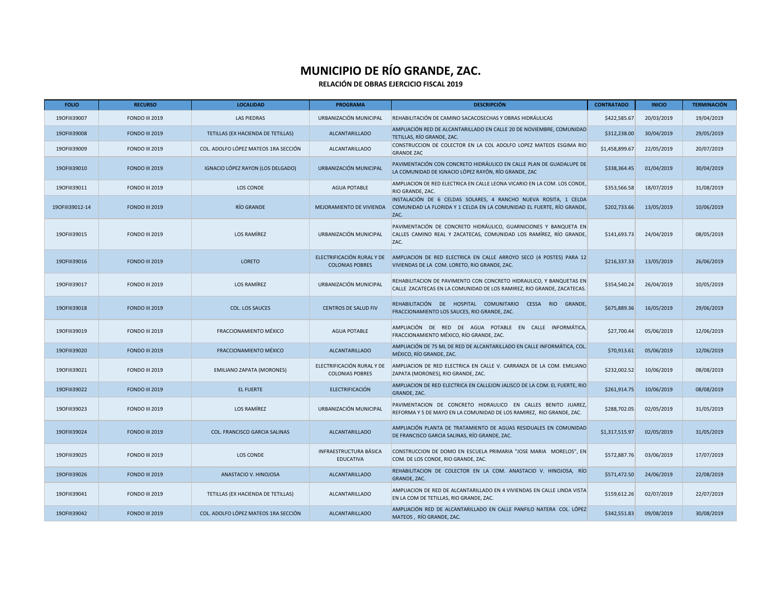# MUNICIPIO DE RÍO GRANDE, ZAC.

## RELACIÓN DE OBRAS EJERCICIO FISCAL 2019

| FOLIO | RECURSO | LOCALIDAD | PROGRAMA | DESCRIPCIÓN | CONTRATADO | INICIO | TERMINACIÓN |
|---|---|---|---|---|---|---|---|
| 19OFIII39007 | FONDO III 2019 | LAS PIEDRAS | URBANIZACIÓN MUNICIPAL | REHABILITACIÓN DE CAMINO SACACOSECHAS Y OBRAS HIDRÁULICAS | $422,585.67 | 20/03/2019 | 19/04/2019 |
| 19OFIII39008 | FONDO III 2019 | TETILLAS (EX HACIENDA DE TETILLAS) | ALCANTARILLADO | AMPLIACIÓN RED DE ALCANTARILLADO EN CALLE 20 DE NOVIEMBRE, COMUNIDAD TETILLAS, RÍO GRANDE, ZAC. | $312,238.00 | 30/04/2019 | 29/05/2019 |
| 19OFIII39009 | FONDO III 2019 | COL. ADOLFO LÓPEZ MATEOS 1RA SECCIÓN | ALCANTARILLADO | CONSTRUCCION DE COLECTOR EN LA COL ADOLFO LOPEZ MATEOS ESGIMA RIO GRANDE ZAC | $1,458,899.67 | 22/05/2019 | 20/07/2019 |
| 19OFIII39010 | FONDO III 2019 | IGNACIO LÓPEZ RAYON (LOS DELGADO) | URBANIZACIÓN MUNICIPAL | PAVIMENTACIÓN CON CONCRETO HIDRÁULICO EN CALLE PLAN DE GUADALUPE DE LA COMUNIDAD DE IGNACIO LÓPEZ RAYÓN, RÍO GRANDE, ZAC | $338,364.45 | 01/04/2019 | 30/04/2019 |
| 19OFIII39011 | FONDO III 2019 | LOS CONDE | AGUA POTABLE | AMPLIACION DE RED ELECTRICA EN CALLE LEONA VICARIO EN LA COM. LOS CONDE, RIO GRANDE, ZAC. | $353,566.58 | 18/07/2019 | 31/08/2019 |
| 19OFIII39012-14 | FONDO III 2019 | RÍO GRANDE | MEJORAMIENTO DE VIVIENDA | INSTALACIÓN DE 6 CELDAS SOLARES, 4 RANCHO NUEVA ROSITA, 1 CELDA COMUNIDAD LA FLORIDA Y 1 CELDA EN LA COMUNIDAD EL FUERTE, RÍO GRANDE, ZAC. | $202,733.66 | 13/05/2019 | 10/06/2019 |
| 19OFIII39015 | FONDO III 2019 | LOS RAMÍREZ | URBANIZACIÓN MUNICIPAL | PAVIMENTACIÓN DE CONCRETO HIDRÁULICO, GUARNICIONES Y BANQUETA EN CALLES CAMINO REAL Y ZACATECAS, COMUNIDAD LOS RAMÍREZ, RÍO GRANDE, ZAC. | $141,693.73 | 24/04/2019 | 08/05/2019 |
| 19OFIII39016 | FONDO III 2019 | LORETO | ELECTRIFICACIÓN RURAL Y DE COLONIAS POBRES | AMPLIACION DE RED ELECTRICA EN CALLE ARROYO SECO (4 POSTES) PARA 12 VIVIENDAS DE LA COM. LORETO, RIO GRANDE, ZAC. | $216,337.33 | 13/05/2019 | 26/06/2019 |
| 19OFIII39017 | FONDO III 2019 | LOS RAMÍREZ | URBANIZACIÓN MUNICIPAL | REHABILITACION DE PAVIMENTO CON CONCRETO HIDRAULICO, Y BANQUETAS EN CALLE ZACATECAS EN LA COMUNIDAD DE LOS RAMIREZ, RIO GRANDE, ZACATECAS. | $354,540.24 | 26/04/2019 | 10/05/2019 |
| 19OFIII39018 | FONDO III 2019 | COL. LOS SAUCES | CENTROS DE SALUD FIV | REHABILITACIÓN DE HOSPITAL COMUNITARIO CESSA RIO GRANDE, FRACCIONAMIENTO LOS SAUCES, RIO GRANDE, ZAC. | $675,889.36 | 16/05/2019 | 29/06/2019 |
| 19OFIII39019 | FONDO III 2019 | FRACCIONAMIENTO MÉXICO | AGUA POTABLE | AMPLIACIÓN DE RED DE AGUA POTABLE EN CALLE INFORMÁTICA, FRACCIONAMIENTO MÉXICO, RÍO GRANDE, ZAC. | $27,700.44 | 05/06/2019 | 12/06/2019 |
| 19OFIII39020 | FONDO III 2019 | FRACCIONAMIENTO MÉXICO | ALCANTARILLADO | AMPLIACIÓN DE 75 ML DE RED DE ALCANTARILLADO EN CALLE INFORMÁTICA, COL. MÉXICO, RÍO GRANDE, ZAC. | $70,913.61 | 05/06/2019 | 12/06/2019 |
| 19OFIII39021 | FONDO III 2019 | EMILIANO ZAPATA (MORONES) | ELECTRIFICACIÓN RURAL Y DE COLONIAS POBRES | AMPLIACION DE RED ELECTRICA EN CALLE V. CARRANZA DE LA COM. EMILIANO ZAPATA (MORONES), RIO GRANDE, ZAC. | $232,002.52 | 10/06/2019 | 08/08/2019 |
| 19OFIII39022 | FONDO III 2019 | EL FUERTE | ELECTRIFICACIÓN | AMPLIACION DE RED ELECTRICA EN CALLEJON JALISCO DE LA COM. EL FUERTE, RIO GRANDE, ZAC. | $261,914.75 | 10/06/2019 | 08/08/2019 |
| 19OFIII39023 | FONDO III 2019 | LOS RAMÍREZ | URBANIZACIÓN MUNICIPAL | PAVIMENTACION DE CONCRETO HIDRAULICO EN CALLES BENITO JUAREZ, REFORMA Y 5 DE MAYO EN LA COMUNIDAD DE LOS RAMIREZ, RIO GRANDE, ZAC. | $288,702.05 | 02/05/2019 | 31/05/2019 |
| 19OFIII39024 | FONDO III 2019 | COL. FRANCISCO GARCIA SALINAS | ALCANTARILLADO | AMPLIACIÓN PLANTA DE TRATAMIENTO DE AGUAS RESIDUALES EN COMUNIDAD DE FRANCISCO GARCIA SALINAS, RÍO GRANDE, ZAC. | $1,317,515.97 | 02/05/2019 | 31/05/2019 |
| 19OFIII39025 | FONDO III 2019 | LOS CONDE | INFRAESTRUCTURA BÁSICA EDUCATIVA | CONSTRUCCION DE DOMO EN ESCUELA PRIMARIA "JOSE MARIA MORELOS", EN COM. DE LOS CONDE, RIO GRANDE, ZAC. | $572,887.76 | 03/06/2019 | 17/07/2019 |
| 19OFIII39026 | FONDO III 2019 | ANASTACIO V. HINOJOSA | ALCANTARILLADO | REHABILITACION DE COLECTOR EN LA COM. ANASTACIO V. HINOJOSA, RÍO GRANDE, ZAC. | $571,472.50 | 24/06/2019 | 22/08/2019 |
| 19OFIII39041 | FONDO III 2019 | TETILLAS (EX HACIENDA DE TETILLAS) | ALCANTARILLADO | AMPLIACION DE RED DE ALCANTARILLADO EN 4 VIVIENDAS EN CALLE LINDA VISTA EN LA COM DE TETILLAS, RIO GRANDE, ZAC. | $159,612.26 | 02/07/2019 | 22/07/2019 |
| 19OFIII39042 | FONDO III 2019 | COL. ADOLFO LÓPEZ MATEOS 1RA SECCIÓN | ALCANTARILLADO | AMPLIACIÓN RED DE ALCANTARILLADO EN CALLE PANFILO NATERA COL. LÓPEZ MATEOS , RÍO GRANDE, ZAC. | $342,551.83 | 09/08/2019 | 30/08/2019 |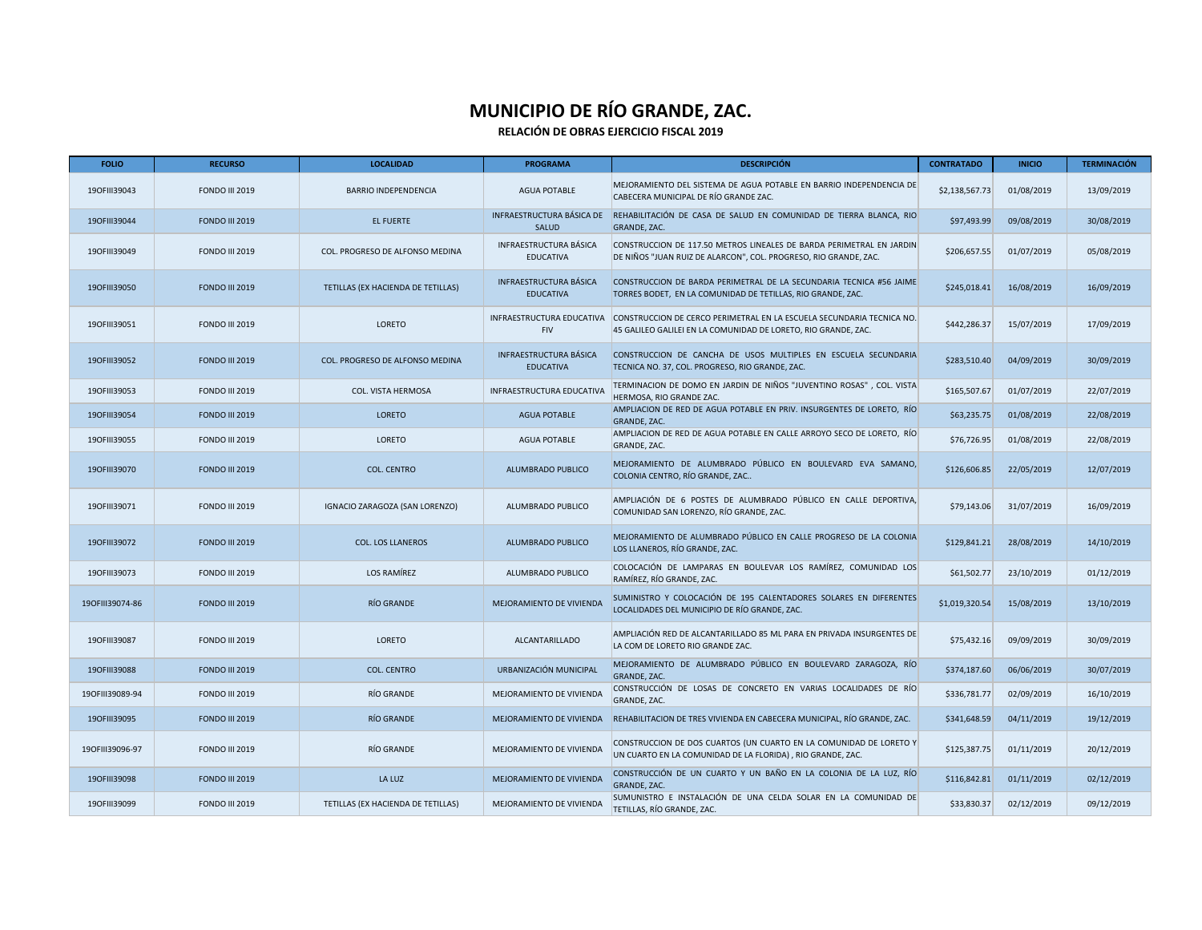# MUNICIPIO DE RÍO GRANDE, ZAC.

**RELACIÓN DE OBRAS EJERCICIO FISCAL 2019**

| FOLIO | RECURSO | LOCALIDAD | PROGRAMA | DESCRIPCIÓN | CONTRATADO | INICIO | TERMINACIÓN |
|---|---|---|---|---|---|---|---|
| 19OFIII39043 | FONDO III 2019 | BARRIO INDEPENDENCIA | AGUA POTABLE | MEJORAMIENTO DEL SISTEMA DE AGUA POTABLE EN BARRIO INDEPENDENCIA DE CABECERA MUNICIPAL DE RÍO GRANDE ZAC. | $2,138,567.73 | 01/08/2019 | 13/09/2019 |
| 19OFIII39044 | FONDO III 2019 | EL FUERTE | INFRAESTRUCTURA BÁSICA DE SALUD | REHABILITACIÓN DE CASA DE SALUD EN COMUNIDAD DE TIERRA BLANCA, RIO GRANDE, ZAC. | $97,493.99 | 09/08/2019 | 30/08/2019 |
| 19OFIII39049 | FONDO III 2019 | COL. PROGRESO DE ALFONSO MEDINA | INFRAESTRUCTURA BÁSICA EDUCATIVA | CONSTRUCCION DE 117.50 METROS LINEALES DE BARDA PERIMETRAL EN JARDIN DE NIÑOS "JUAN RUIZ DE ALARCON", COL. PROGRESO, RIO GRANDE, ZAC. | $206,657.55 | 01/07/2019 | 05/08/2019 |
| 19OFIII39050 | FONDO III 2019 | TETILLAS (EX HACIENDA DE TETILLAS) | INFRAESTRUCTURA BÁSICA EDUCATIVA | CONSTRUCCION DE BARDA PERIMETRAL DE LA SECUNDARIA TECNICA #56 JAIME TORRES BODET, EN LA COMUNIDAD DE TETILLAS, RIO GRANDE, ZAC. | $245,018.41 | 16/08/2019 | 16/09/2019 |
| 19OFIII39051 | FONDO III 2019 | LORETO | INFRAESTRUCTURA EDUCATIVA FIV | CONSTRUCCION DE CERCO PERIMETRAL EN LA ESCUELA SECUNDARIA TECNICA NO. 45 GALILEO GALILEI EN LA COMUNIDAD DE LORETO, RIO GRANDE, ZAC. | $442,286.37 | 15/07/2019 | 17/09/2019 |
| 19OFIII39052 | FONDO III 2019 | COL. PROGRESO DE ALFONSO MEDINA | INFRAESTRUCTURA BÁSICA EDUCATIVA | CONSTRUCCION DE CANCHA DE USOS MULTIPLES EN ESCUELA SECUNDARIA TECNICA NO. 37, COL. PROGRESO, RIO GRANDE, ZAC. | $283,510.40 | 04/09/2019 | 30/09/2019 |
| 19OFIII39053 | FONDO III 2019 | COL. VISTA HERMOSA | INFRAESTRUCTURA EDUCATIVA | TERMINACION DE DOMO EN JARDIN DE NIÑOS "JUVENTINO ROSAS" , COL. VISTA HERMOSA, RIO GRANDE ZAC. | $165,507.67 | 01/07/2019 | 22/07/2019 |
| 19OFIII39054 | FONDO III 2019 | LORETO | AGUA POTABLE | AMPLIACION DE RED DE AGUA POTABLE EN PRIV. INSURGENTES DE LORETO, RÍO GRANDE, ZAC. | $63,235.75 | 01/08/2019 | 22/08/2019 |
| 19OFIII39055 | FONDO III 2019 | LORETO | AGUA POTABLE | AMPLIACION DE RED DE AGUA POTABLE EN CALLE ARROYO SECO DE LORETO, RÍO GRANDE, ZAC. | $76,726.95 | 01/08/2019 | 22/08/2019 |
| 19OFIII39070 | FONDO III 2019 | COL. CENTRO | ALUMBRADO PUBLICO | MEJORAMIENTO DE ALUMBRADO PÚBLICO EN BOULEVARD EVA SAMANO, COLONIA CENTRO, RÍO GRANDE, ZAC.. | $126,606.85 | 22/05/2019 | 12/07/2019 |
| 19OFIII39071 | FONDO III 2019 | IGNACIO ZARAGOZA (SAN LORENZO) | ALUMBRADO PUBLICO | AMPLIACIÓN DE 6 POSTES DE ALUMBRADO PÚBLICO EN CALLE DEPORTIVA, COMUNIDAD SAN LORENZO, RÍO GRANDE, ZAC. | $79,143.06 | 31/07/2019 | 16/09/2019 |
| 19OFIII39072 | FONDO III 2019 | COL. LOS LLANEROS | ALUMBRADO PUBLICO | MEJORAMIENTO DE ALUMBRADO PÚBLICO EN CALLE PROGRESO DE LA COLONIA LOS LLANEROS, RÍO GRANDE, ZAC. | $129,841.21 | 28/08/2019 | 14/10/2019 |
| 19OFIII39073 | FONDO III 2019 | LOS RAMÍREZ | ALUMBRADO PUBLICO | COLOCACIÓN DE LAMPARAS EN BOULEVAR LOS RAMÍREZ, COMUNIDAD LOS RAMÍREZ, RÍO GRANDE, ZAC. | $61,502.77 | 23/10/2019 | 01/12/2019 |
| 19OFIII39074-86 | FONDO III 2019 | RÍO GRANDE | MEJORAMIENTO DE VIVIENDA | SUMINISTRO Y COLOCACIÓN DE 195 CALENTADORES SOLARES EN DIFERENTES LOCALIDADES DEL MUNICIPIO DE RÍO GRANDE, ZAC. | $1,019,320.54 | 15/08/2019 | 13/10/2019 |
| 19OFIII39087 | FONDO III 2019 | LORETO | ALCANTARILLADO | AMPLIACIÓN RED DE ALCANTARILLADO 85 ML PARA EN PRIVADA INSURGENTES DE LA COM DE LORETO RIO GRANDE ZAC. | $75,432.16 | 09/09/2019 | 30/09/2019 |
| 19OFIII39088 | FONDO III 2019 | COL. CENTRO | URBANIZACIÓN MUNICIPAL | MEJORAMIENTO DE ALUMBRADO PÚBLICO EN BOULEVARD ZARAGOZA, RÍO GRANDE, ZAC. | $374,187.60 | 06/06/2019 | 30/07/2019 |
| 19OFIII39089-94 | FONDO III 2019 | RÍO GRANDE | MEJORAMIENTO DE VIVIENDA | CONSTRUCCIÓN DE LOSAS DE CONCRETO EN VARIAS LOCALIDADES DE RÍO GRANDE, ZAC. | $336,781.77 | 02/09/2019 | 16/10/2019 |
| 19OFIII39095 | FONDO III 2019 | RÍO GRANDE | MEJORAMIENTO DE VIVIENDA | REHABILITACION DE TRES VIVIENDA EN CABECERA MUNICIPAL, RÍO GRANDE, ZAC. | $341,648.59 | 04/11/2019 | 19/12/2019 |
| 19OFIII39096-97 | FONDO III 2019 | RÍO GRANDE | MEJORAMIENTO DE VIVIENDA | CONSTRUCCION DE DOS CUARTOS (UN CUARTO EN LA COMUNIDAD DE LORETO Y UN CUARTO EN LA COMUNIDAD DE LA FLORIDA) , RIO GRANDE, ZAC. | $125,387.75 | 01/11/2019 | 20/12/2019 |
| 19OFIII39098 | FONDO III 2019 | LA LUZ | MEJORAMIENTO DE VIVIENDA | CONSTRUCCIÓN DE UN CUARTO Y UN BAÑO EN LA COLONIA DE LA LUZ, RÍO GRANDE, ZAC. | $116,842.81 | 01/11/2019 | 02/12/2019 |
| 19OFIII39099 | FONDO III 2019 | TETILLAS (EX HACIENDA DE TETILLAS) | MEJORAMIENTO DE VIVIENDA | SUMUNISTRO E INSTALACIÓN DE UNA CELDA SOLAR EN LA COMUNIDAD DE TETILLAS, RÍO GRANDE, ZAC. | $33,830.37 | 02/12/2019 | 09/12/2019 |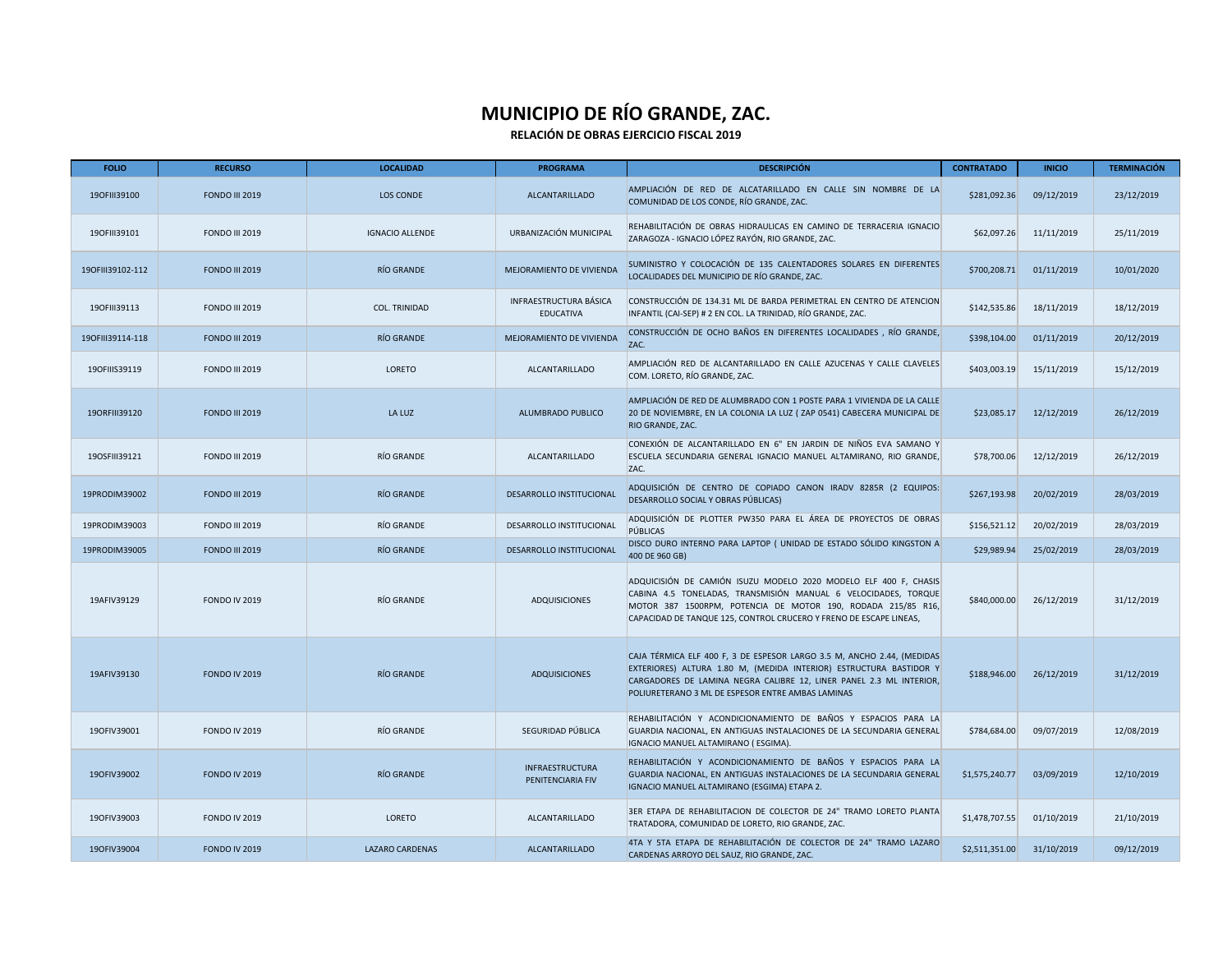# MUNICIPIO DE RÍO GRANDE, ZAC.

**RELACIÓN DE OBRAS EJERCICIO FISCAL 2019**

| FOLIO | RECURSO | LOCALIDAD | PROGRAMA | DESCRIPCIÓN | CONTRATADO | INICIO | TERMINACIÓN |
|---|---|---|---|---|---|---|---|
| 19OFIII39100 | FONDO III 2019 | LOS CONDE | ALCANTARILLADO | AMPLIACIÓN DE RED DE ALCATARILLADO EN CALLE SIN NOMBRE DE LA COMUNIDAD DE LOS CONDE, RÍO GRANDE, ZAC. | $281,092.36 | 09/12/2019 | 23/12/2019 |
| 19OFIII39101 | FONDO III 2019 | IGNACIO ALLENDE | URBANIZACIÓN MUNICIPAL | REHABILITACIÓN DE OBRAS HIDRAULICAS EN CAMINO DE TERRACERIA IGNACIO ZARAGOZA - IGNACIO LÓPEZ RAYÓN, RIO GRANDE, ZAC. | $62,097.26 | 11/11/2019 | 25/11/2019 |
| 19OFIII39102-112 | FONDO III 2019 | RÍO GRANDE | MEJORAMIENTO DE VIVIENDA | SUMINISTRO Y COLOCACIÓN DE 135 CALENTADORES SOLARES EN DIFERENTES LOCALIDADES DEL MUNICIPIO DE RÍO GRANDE, ZAC. | $700,208.71 | 01/11/2019 | 10/01/2020 |
| 19OFIII39113 | FONDO III 2019 | COL. TRINIDAD | INFRAESTRUCTURA BÁSICA EDUCATIVA | CONSTRUCCIÓN DE 134.31 ML DE BARDA PERIMETRAL EN CENTRO DE ATENCION INFANTIL (CAI-SEP) # 2 EN COL. LA TRINIDAD, RÍO GRANDE, ZAC. | $142,535.86 | 18/11/2019 | 18/12/2019 |
| 19OFIII39114-118 | FONDO III 2019 | RÍO GRANDE | MEJORAMIENTO DE VIVIENDA | CONSTRUCCIÓN DE OCHO BAÑOS EN DIFERENTES LOCALIDADES , RÍO GRANDE, ZAC. | $398,104.00 | 01/11/2019 | 20/12/2019 |
| 19OFIIIS39119 | FONDO III 2019 | LORETO | ALCANTARILLADO | AMPLIACIÓN RED DE ALCANTARILLADO EN CALLE AZUCENAS Y CALLE CLAVELES COM. LORETO, RÍO GRANDE, ZAC. | $403,003.19 | 15/11/2019 | 15/12/2019 |
| 19ORFIII39120 | FONDO III 2019 | LA LUZ | ALUMBRADO PUBLICO | AMPLIACIÓN DE RED DE ALUMBRADO CON 1 POSTE PARA 1 VIVIENDA DE LA CALLE 20 DE NOVIEMBRE, EN LA COLONIA LA LUZ ( ZAP 0541) CABECERA MUNICIPAL DE RIO GRANDE, ZAC. | $23,085.17 | 12/12/2019 | 26/12/2019 |
| 19OSFIII39121 | FONDO III 2019 | RÍO GRANDE | ALCANTARILLADO | CONEXIÓN DE ALCANTARILLADO EN 6" EN JARDIN DE NIÑOS EVA SAMANO Y ESCUELA SECUNDARIA GENERAL IGNACIO MANUEL ALTAMIRANO, RIO GRANDE, ZAC. | $78,700.06 | 12/12/2019 | 26/12/2019 |
| 19PRODIM39002 | FONDO III 2019 | RÍO GRANDE | DESARROLLO INSTITUCIONAL | ADQUISICIÓN DE CENTRO DE COPIADO CANON IRADV 8285R (2 EQUIPOS: DESARROLLO SOCIAL Y OBRAS PÚBLICAS) | $267,193.98 | 20/02/2019 | 28/03/2019 |
| 19PRODIM39003 | FONDO III 2019 | RÍO GRANDE | DESARROLLO INSTITUCIONAL | ADQUISICIÓN DE PLOTTER PW350 PARA EL ÁREA DE PROYECTOS DE OBRAS PÚBLICAS | $156,521.12 | 20/02/2019 | 28/03/2019 |
| 19PRODIM39005 | FONDO III 2019 | RÍO GRANDE | DESARROLLO INSTITUCIONAL | DISCO DURO INTERNO PARA LAPTOP ( UNIDAD DE ESTADO SÓLIDO KINGSTON A 400 DE 960 GB) | $29,989.94 | 25/02/2019 | 28/03/2019 |
| 19AFIV39129 | FONDO IV 2019 | RÍO GRANDE | ADQUISICIONES | ADQUICISIÓN DE CAMIÓN ISUZU MODELO 2020 MODELO ELF 400 F, CHASIS CABINA 4.5 TONELADAS, TRANSMISIÓN MANUAL 6 VELOCIDADES, TORQUE MOTOR 387 1500RPM, POTENCIA DE MOTOR 190, RODADA 215/85 R16, CAPACIDAD DE TANQUE 125, CONTROL CRUCERO Y FRENO DE ESCAPE LINEAS, | $840,000.00 | 26/12/2019 | 31/12/2019 |
| 19AFIV39130 | FONDO IV 2019 | RÍO GRANDE | ADQUISICIONES | CAJA TÉRMICA ELF 400 F, 3 DE ESPESOR LARGO 3.5 M, ANCHO 2.44, (MEDIDAS EXTERIORES) ALTURA 1.80 M, (MEDIDA INTERIOR) ESTRUCTURA BASTIDOR Y CARGADORES DE LAMINA NEGRA CALIBRE 12, LINER PANEL 2.3 ML INTERIOR, POLIURETERANO 3 ML DE ESPESOR ENTRE AMBAS LAMINAS | $188,946.00 | 26/12/2019 | 31/12/2019 |
| 19OFIV39001 | FONDO IV 2019 | RÍO GRANDE | SEGURIDAD PÚBLICA | REHABILITACIÓN Y ACONDICIONAMIENTO DE BAÑOS Y ESPACIOS PARA LA GUARDIA NACIONAL, EN ANTIGUAS INSTALACIONES DE LA SECUNDARIA GENERAL IGNACIO MANUEL ALTAMIRANO ( ESGIMA). | $784,684.00 | 09/07/2019 | 12/08/2019 |
| 19OFIV39002 | FONDO IV 2019 | RÍO GRANDE | INFRAESTRUCTURA PENITENCIARIA FIV | REHABILITACIÓN Y ACONDICIONAMIENTO DE BAÑOS Y ESPACIOS PARA LA GUARDIA NACIONAL, EN ANTIGUAS INSTALACIONES DE LA SECUNDARIA GENERAL IGNACIO MANUEL ALTAMIRANO (ESGIMA) ETAPA 2. | $1,575,240.77 | 03/09/2019 | 12/10/2019 |
| 19OFIV39003 | FONDO IV 2019 | LORETO | ALCANTARILLADO | 3ER ETAPA DE REHABILITACION DE COLECTOR DE 24" TRAMO LORETO PLANTA TRATADORA, COMUNIDAD DE LORETO, RIO GRANDE, ZAC. | $1,478,707.55 | 01/10/2019 | 21/10/2019 |
| 19OFIV39004 | FONDO IV 2019 | LAZARO CARDENAS | ALCANTARILLADO | 4TA Y 5TA ETAPA DE REHABILITACIÓN DE COLECTOR DE 24" TRAMO LAZARO CARDENAS ARROYO DEL SAUZ, RIO GRANDE, ZAC. | $2,511,351.00 | 31/10/2019 | 09/12/2019 |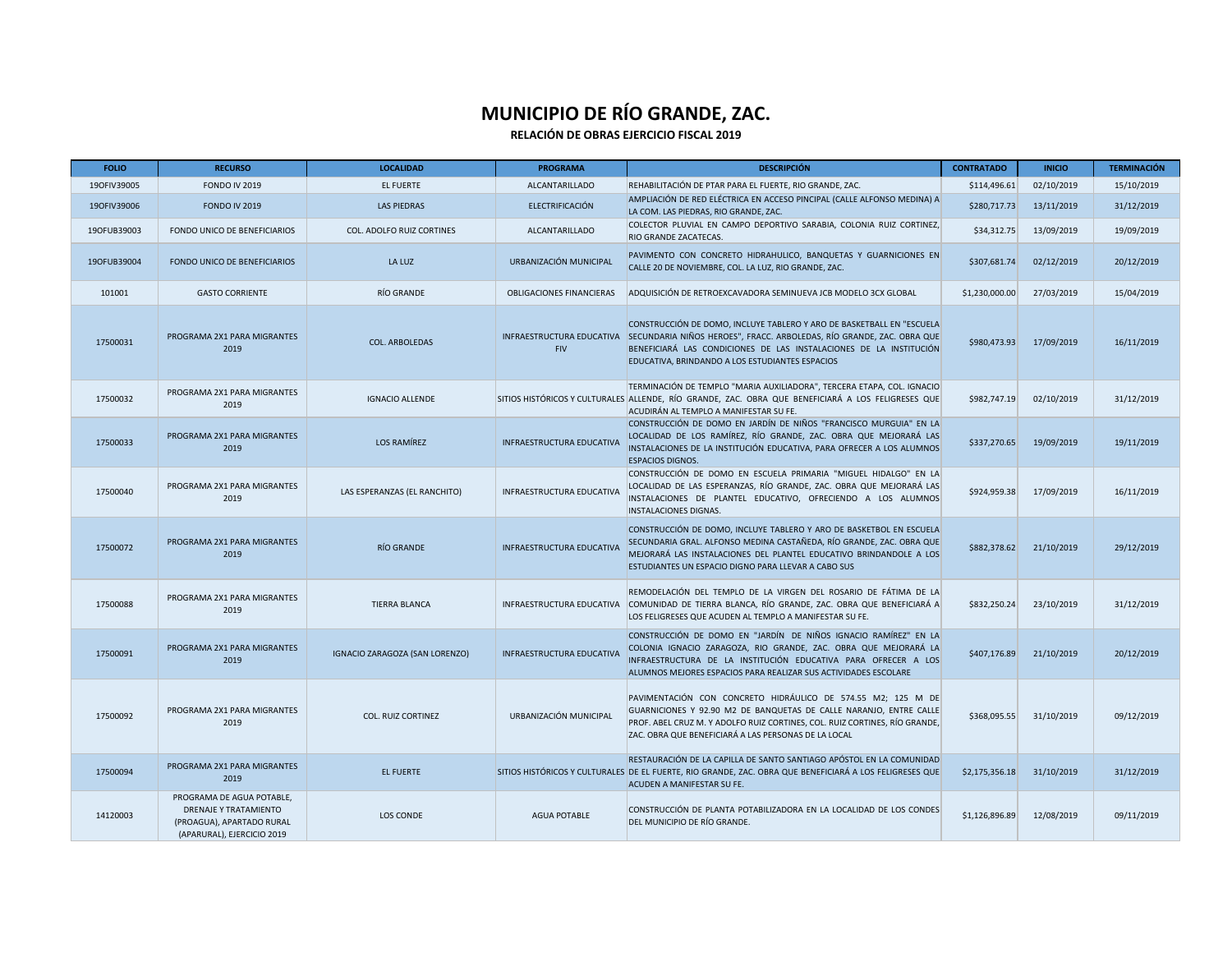# MUNICIPIO DE RÍO GRANDE, ZAC.

**RELACIÓN DE OBRAS EJERCICIO FISCAL 2019**

| FOLIO | RECURSO | LOCALIDAD | PROGRAMA | DESCRIPCIÓN | CONTRATADO | INICIO | TERMINACIÓN |
|---|---|---|---|---|---|---|---|
| 19OFIV39005 | FONDO IV 2019 | EL FUERTE | ALCANTARILLADO | REHABILITACIÓN DE PTAR PARA EL FUERTE, RIO GRANDE, ZAC. | $114,496.61 | 02/10/2019 | 15/10/2019 |
| 19OFIV39006 | FONDO IV 2019 | LAS PIEDRAS | ELECTRIFICACIÓN | AMPLIACIÓN DE RED ELÉCTRICA EN ACCESO PINCIPAL (CALLE ALFONSO MEDINA) A LA COM. LAS PIEDRAS, RIO GRANDE, ZAC. | $280,717.73 | 13/11/2019 | 31/12/2019 |
| 19OFUB39003 | FONDO UNICO DE BENEFICIARIOS | COL. ADOLFO RUIZ CORTINES | ALCANTARILLADO | COLECTOR PLUVIAL EN CAMPO DEPORTIVO SARABIA, COLONIA RUIZ CORTINEZ, RIO GRANDE ZACATECAS. | $34,312.75 | 13/09/2019 | 19/09/2019 |
| 19OFUB39004 | FONDO UNICO DE BENEFICIARIOS | LA LUZ | URBANIZACIÓN MUNICIPAL | PAVIMENTO CON CONCRETO HIDRAHULICO, BANQUETAS Y GUARNICIONES EN CALLE 20 DE NOVIEMBRE, COL. LA LUZ, RIO GRANDE, ZAC. | $307,681.74 | 02/12/2019 | 20/12/2019 |
| 101001 | GASTO CORRIENTE | RÍO GRANDE | OBLIGACIONES FINANCIERAS | ADQUISICIÓN DE RETROEXCAVADORA SEMINUEVA JCB MODELO 3CX GLOBAL | $1,230,000.00 | 27/03/2019 | 15/04/2019 |
| 17500031 | PROGRAMA 2X1 PARA MIGRANTES 2019 | COL. ARBOLEDAS | INFRAESTRUCTURA EDUCATIVA FIV | CONSTRUCCIÓN DE DOMO, INCLUYE TABLERO Y ARO DE BASKETBALL EN "ESCUELA SECUNDARIA NIÑOS HEROES", FRACC. ARBOLEDAS, RÍO GRANDE, ZAC. OBRA QUE BENEFICIARÁ LAS CONDICIONES DE LAS INSTALACIONES DE LA INSTITUCIÓN EDUCATIVA, BRINDANDO A LOS ESTUDIANTES ESPACIOS | $980,473.93 | 17/09/2019 | 16/11/2019 |
| 17500032 | PROGRAMA 2X1 PARA MIGRANTES 2019 | IGNACIO ALLENDE | SITIOS HISTÓRICOS Y CULTURALES | TERMINACIÓN DE TEMPLO "MARIA AUXILIADORA", TERCERA ETAPA, COL. IGNACIO ALLENDE, RÍO GRANDE, ZAC. OBRA QUE BENEFICIARÁ A LOS FELIGRESES QUE ACUDIRÁN AL TEMPLO A MANIFESTAR SU FE. | $982,747.19 | 02/10/2019 | 31/12/2019 |
| 17500033 | PROGRAMA 2X1 PARA MIGRANTES 2019 | LOS RAMÍREZ | INFRAESTRUCTURA EDUCATIVA | CONSTRUCCIÓN DE DOMO EN JARDÍN DE NIÑOS "FRANCISCO MURGUIA" EN LA LOCALIDAD DE LOS RAMÍREZ, RÍO GRANDE, ZAC. OBRA QUE MEJORARÁ LAS INSTALACIONES DE LA INSTITUCIÓN EDUCATIVA, PARA OFRECER A LOS ALUMNOS ESPACIOS DIGNOS. | $337,270.65 | 19/09/2019 | 19/11/2019 |
| 17500040 | PROGRAMA 2X1 PARA MIGRANTES 2019 | LAS ESPERANZAS (EL RANCHITO) | INFRAESTRUCTURA EDUCATIVA | CONSTRUCCIÓN DE DOMO EN ESCUELA PRIMARIA "MIGUEL HIDALGO" EN LA LOCALIDAD DE LAS ESPERANZAS, RÍO GRANDE, ZAC. OBRA QUE MEJORARÁ LAS INSTALACIONES DE PLANTEL EDUCATIVO, OFRECIENDO A LOS ALUMNOS INSTALACIONES DIGNAS. | $924,959.38 | 17/09/2019 | 16/11/2019 |
| 17500072 | PROGRAMA 2X1 PARA MIGRANTES 2019 | RÍO GRANDE | INFRAESTRUCTURA EDUCATIVA | CONSTRUCCIÓN DE DOMO, INCLUYE TABLERO Y ARO DE BASKETBOL EN ESCUELA SECUNDARIA GRAL. ALFONSO MEDINA CASTAÑEDA, RÍO GRANDE, ZAC. OBRA QUE MEJORARÁ LAS INSTALACIONES DEL PLANTEL EDUCATIVO BRINDANDOLE A LOS ESTUDIANTES UN ESPACIO DIGNO PARA LLEVAR A CABO SUS | $882,378.62 | 21/10/2019 | 29/12/2019 |
| 17500088 | PROGRAMA 2X1 PARA MIGRANTES 2019 | TIERRA BLANCA | INFRAESTRUCTURA EDUCATIVA | REMODELACIÓN DEL TEMPLO DE LA VIRGEN DEL ROSARIO DE FÁTIMA DE LA COMUNIDAD DE TIERRA BLANCA, RÍO GRANDE, ZAC. OBRA QUE BENEFICIARÁ A LOS FELIGRESES QUE ACUDEN AL TEMPLO A MANIFESTAR SU FE. | $832,250.24 | 23/10/2019 | 31/12/2019 |
| 17500091 | PROGRAMA 2X1 PARA MIGRANTES 2019 | IGNACIO ZARAGOZA (SAN LORENZO) | INFRAESTRUCTURA EDUCATIVA | CONSTRUCCIÓN DE DOMO EN "JARDÍN DE NIÑOS IGNACIO RAMÍREZ" EN LA COLONIA IGNACIO ZARAGOZA, RIO GRANDE, ZAC. OBRA QUE MEJORARÁ LA INFRAESTRUCTURA DE LA INSTITUCIÓN EDUCATIVA PARA OFRECER A LOS ALUMNOS MEJORES ESPACIOS PARA REALIZAR SUS ACTIVIDADES ESCOLARE | $407,176.89 | 21/10/2019 | 20/12/2019 |
| 17500092 | PROGRAMA 2X1 PARA MIGRANTES 2019 | COL. RUIZ CORTINEZ | URBANIZACIÓN MUNICIPAL | PAVIMENTACIÓN CON CONCRETO HIDRÁULICO DE 574.55 M2; 125 M DE GUARNICIONES Y 92.90 M2 DE BANQUETAS DE CALLE NARANJO, ENTRE CALLE PROF. ABEL CRUZ M. Y ADOLFO RUIZ CORTINES, COL. RUIZ CORTINES, RÍO GRANDE, ZAC. OBRA QUE BENEFICIARÁ A LAS PERSONAS DE LA LOCAL | $368,095.55 | 31/10/2019 | 09/12/2019 |
| 17500094 | PROGRAMA 2X1 PARA MIGRANTES 2019 | EL FUERTE | SITIOS HISTÓRICOS Y CULTURALES | RESTAURACIÓN DE LA CAPILLA DE SANTO SANTIAGO APÓSTOL EN LA COMUNIDAD DE EL FUERTE, RIO GRANDE, ZAC. OBRA QUE BENEFICIARÁ A LOS FELIGRESES QUE ACUDEN A MANIFESTAR SU FE. | $2,175,356.18 | 31/10/2019 | 31/12/2019 |
| 14120003 | PROGRAMA DE AGUA POTABLE, DRENAJE Y TRATAMIENTO (PROAGUA), APARTADO RURAL (APARURAL), EJERCICIO 2019 | LOS CONDE | AGUA POTABLE | CONSTRUCCIÓN DE PLANTA POTABILIZADORA EN LA LOCALIDAD DE LOS CONDES DEL MUNICIPIO DE RÍO GRANDE. | $1,126,896.89 | 12/08/2019 | 09/11/2019 |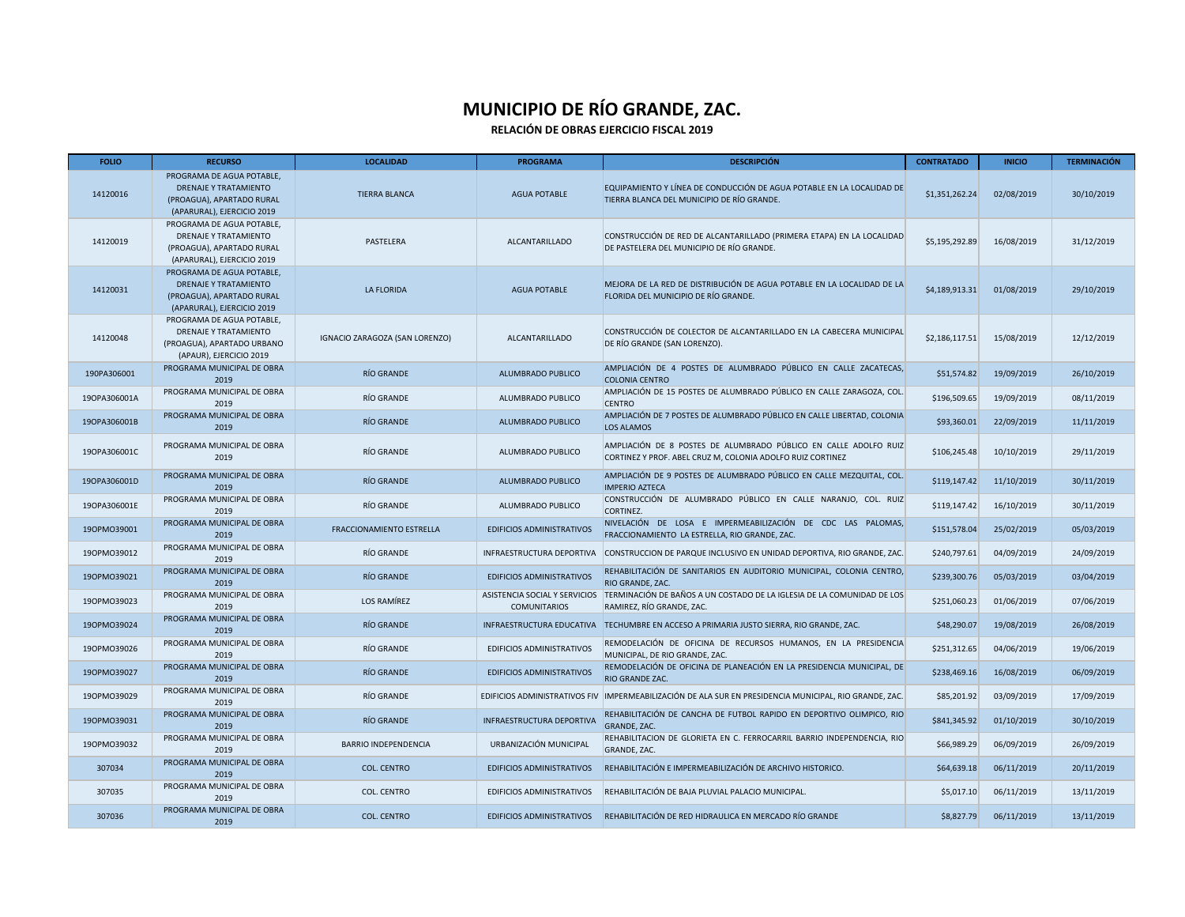# MUNICIPIO DE RÍO GRANDE, ZAC.

## RELACIÓN DE OBRAS EJERCICIO FISCAL 2019

| FOLIO | RECURSO | LOCALIDAD | PROGRAMA | DESCRIPCIÓN | CONTRATADO | INICIO | TERMINACIÓN |
|---|---|---|---|---|---|---|---|
| 14120016 | PROGRAMA DE AGUA POTABLE, DRENAJE Y TRATAMIENTO (PROAGUA), APARTADO RURAL (APARURAL), EJERCICIO 2019 | TIERRA BLANCA | AGUA POTABLE | EQUIPAMIENTO Y LÍNEA DE CONDUCCIÓN DE AGUA POTABLE EN LA LOCALIDAD DE TIERRA BLANCA DEL MUNICIPIO DE RÍO GRANDE. | $1,351,262.24 | 02/08/2019 | 30/10/2019 |
| 14120019 | PROGRAMA DE AGUA POTABLE, DRENAJE Y TRATAMIENTO (PROAGUA), APARTADO RURAL (APARURAL), EJERCICIO 2019 | PASTELERA | ALCANTARILLADO | CONSTRUCCIÓN DE RED DE ALCANTARILLADO (PRIMERA ETAPA) EN LA LOCALIDAD DE PASTELERA DEL MUNICIPIO DE RÍO GRANDE. | $5,195,292.89 | 16/08/2019 | 31/12/2019 |
| 14120031 | PROGRAMA DE AGUA POTABLE, DRENAJE Y TRATAMIENTO (PROAGUA), APARTADO RURAL (APARURAL), EJERCICIO 2019 | LA FLORIDA | AGUA POTABLE | MEJORA DE LA RED DE DISTRIBUCIÓN DE AGUA POTABLE EN LA LOCALIDAD DE LA FLORIDA DEL MUNICIPIO DE RÍO GRANDE. | $4,189,913.31 | 01/08/2019 | 29/10/2019 |
| 14120048 | PROGRAMA DE AGUA POTABLE, DRENAJE Y TRATAMIENTO (PROAGUA), APARTADO URBANO (APAUR), EJERCICIO 2019 | IGNACIO ZARAGOZA (SAN LORENZO) | ALCANTARILLADO | CONSTRUCCIÓN DE COLECTOR DE ALCANTARILLADO EN LA CABECERA MUNICIPAL DE RÍO GRANDE (SAN LORENZO). | $2,186,117.51 | 15/08/2019 | 12/12/2019 |
| 19OPA306001 | PROGRAMA MUNICIPAL DE OBRA 2019 | RÍO GRANDE | ALUMBRADO PUBLICO | AMPLIACIÓN DE 4 POSTES DE ALUMBRADO PÚBLICO EN CALLE ZACATECAS, COLONIA CENTRO | $51,574.82 | 19/09/2019 | 26/10/2019 |
| 19OPA306001A | PROGRAMA MUNICIPAL DE OBRA 2019 | RÍO GRANDE | ALUMBRADO PUBLICO | AMPLIACIÓN DE 15 POSTES DE ALUMBRADO PÚBLICO EN CALLE ZARAGOZA, COL. CENTRO | $196,509.65 | 19/09/2019 | 08/11/2019 |
| 19OPA306001B | PROGRAMA MUNICIPAL DE OBRA 2019 | RÍO GRANDE | ALUMBRADO PUBLICO | AMPLIACIÓN DE 7 POSTES DE ALUMBRADO PÚBLICO EN CALLE LIBERTAD, COLONIA LOS ALAMOS | $93,360.01 | 22/09/2019 | 11/11/2019 |
| 19OPA306001C | PROGRAMA MUNICIPAL DE OBRA 2019 | RÍO GRANDE | ALUMBRADO PUBLICO | AMPLIACIÓN DE 8 POSTES DE ALUMBRADO PÚBLICO EN CALLE ADOLFO RUIZ CORTINEZ Y PROF. ABEL CRUZ M, COLONIA ADOLFO RUIZ CORTINEZ | $106,245.48 | 10/10/2019 | 29/11/2019 |
| 19OPA306001D | PROGRAMA MUNICIPAL DE OBRA 2019 | RÍO GRANDE | ALUMBRADO PUBLICO | AMPLIACIÓN DE 9 POSTES DE ALUMBRADO PÚBLICO EN CALLE MEZQUITAL, COL. IMPERIO AZTECA | $119,147.42 | 11/10/2019 | 30/11/2019 |
| 19OPA306001E | PROGRAMA MUNICIPAL DE OBRA 2019 | RÍO GRANDE | ALUMBRADO PUBLICO | CONSTRUCCIÓN DE ALUMBRADO PÚBLICO EN CALLE NARANJO, COL. RUIZ CORTINEZ. | $119,147.42 | 16/10/2019 | 30/11/2019 |
| 19OPMO39001 | PROGRAMA MUNICIPAL DE OBRA 2019 | FRACCIONAMIENTO ESTRELLA | EDIFICIOS ADMINISTRATIVOS | NIVELACIÓN DE LOSA E IMPERMEABILIZACIÓN DE CDC LAS PALOMAS, FRACCIONAMIENTO LA ESTRELLA, RIO GRANDE, ZAC. | $151,578.04 | 25/02/2019 | 05/03/2019 |
| 19OPMO39012 | PROGRAMA MUNICIPAL DE OBRA 2019 | RÍO GRANDE | INFRAESTRUCTURA DEPORTIVA | CONSTRUCCION DE PARQUE INCLUSIVO EN UNIDAD DEPORTIVA, RIO GRANDE, ZAC. | $240,797.61 | 04/09/2019 | 24/09/2019 |
| 19OPMO39021 | PROGRAMA MUNICIPAL DE OBRA 2019 | RÍO GRANDE | EDIFICIOS ADMINISTRATIVOS | REHABILITACIÓN DE SANITARIOS EN AUDITORIO MUNICIPAL, COLONIA CENTRO, RIO GRANDE, ZAC. | $239,300.76 | 05/03/2019 | 03/04/2019 |
| 19OPMO39023 | PROGRAMA MUNICIPAL DE OBRA 2019 | LOS RAMÍREZ | ASISTENCIA SOCIAL Y SERVICIOS COMUNITARIOS | TERMINACIÓN DE BAÑOS A UN COSTADO DE LA IGLESIA DE LA COMUNIDAD DE LOS RAMIREZ, RÍO GRANDE, ZAC. | $251,060.23 | 01/06/2019 | 07/06/2019 |
| 19OPMO39024 | PROGRAMA MUNICIPAL DE OBRA 2019 | RÍO GRANDE | INFRAESTRUCTURA EDUCATIVA | TECHUMBRE EN ACCESO A PRIMARIA JUSTO SIERRA, RIO GRANDE, ZAC. | $48,290.07 | 19/08/2019 | 26/08/2019 |
| 19OPMO39026 | PROGRAMA MUNICIPAL DE OBRA 2019 | RÍO GRANDE | EDIFICIOS ADMINISTRATIVOS | REMODELACIÓN DE OFICINA DE RECURSOS HUMANOS, EN LA PRESIDENCIA MUNICIPAL, DE RIO GRANDE, ZAC. | $251,312.65 | 04/06/2019 | 19/06/2019 |
| 19OPMO39027 | PROGRAMA MUNICIPAL DE OBRA 2019 | RÍO GRANDE | EDIFICIOS ADMINISTRATIVOS | REMODELACIÓN DE OFICINA DE PLANEACIÓN EN LA PRESIDENCIA MUNICIPAL, DE RIO GRANDE ZAC. | $238,469.16 | 16/08/2019 | 06/09/2019 |
| 19OPMO39029 | PROGRAMA MUNICIPAL DE OBRA 2019 | RÍO GRANDE | EDIFICIOS ADMINISTRATIVOS FIV | IMPERMEABILIZACIÓN DE ALA SUR EN PRESIDENCIA MUNICIPAL, RIO GRANDE, ZAC. | $85,201.92 | 03/09/2019 | 17/09/2019 |
| 19OPMO39031 | PROGRAMA MUNICIPAL DE OBRA 2019 | RÍO GRANDE | INFRAESTRUCTURA DEPORTIVA | REHABILITACIÓN DE CANCHA DE FUTBOL RAPIDO EN DEPORTIVO OLIMPICO, RIO GRANDE, ZAC. | $841,345.92 | 01/10/2019 | 30/10/2019 |
| 19OPMO39032 | PROGRAMA MUNICIPAL DE OBRA 2019 | BARRIO INDEPENDENCIA | URBANIZACIÓN MUNICIPAL | REHABILITACION DE GLORIETA EN C. FERROCARRIL BARRIO INDEPENDENCIA, RIO GRANDE, ZAC. | $66,989.29 | 06/09/2019 | 26/09/2019 |
| 307034 | PROGRAMA MUNICIPAL DE OBRA 2019 | COL. CENTRO | EDIFICIOS ADMINISTRATIVOS | REHABILITACIÓN E IMPERMEABILIZACIÓN DE ARCHIVO HISTORICO. | $64,639.18 | 06/11/2019 | 20/11/2019 |
| 307035 | PROGRAMA MUNICIPAL DE OBRA 2019 | COL. CENTRO | EDIFICIOS ADMINISTRATIVOS | REHABILITACIÓN DE BAJA PLUVIAL PALACIO MUNICIPAL. | $5,017.10 | 06/11/2019 | 13/11/2019 |
| 307036 | PROGRAMA MUNICIPAL DE OBRA 2019 | COL. CENTRO | EDIFICIOS ADMINISTRATIVOS | REHABILITACIÓN DE RED HIDRAULICA EN MERCADO RÍO GRANDE | $8,827.79 | 06/11/2019 | 13/11/2019 |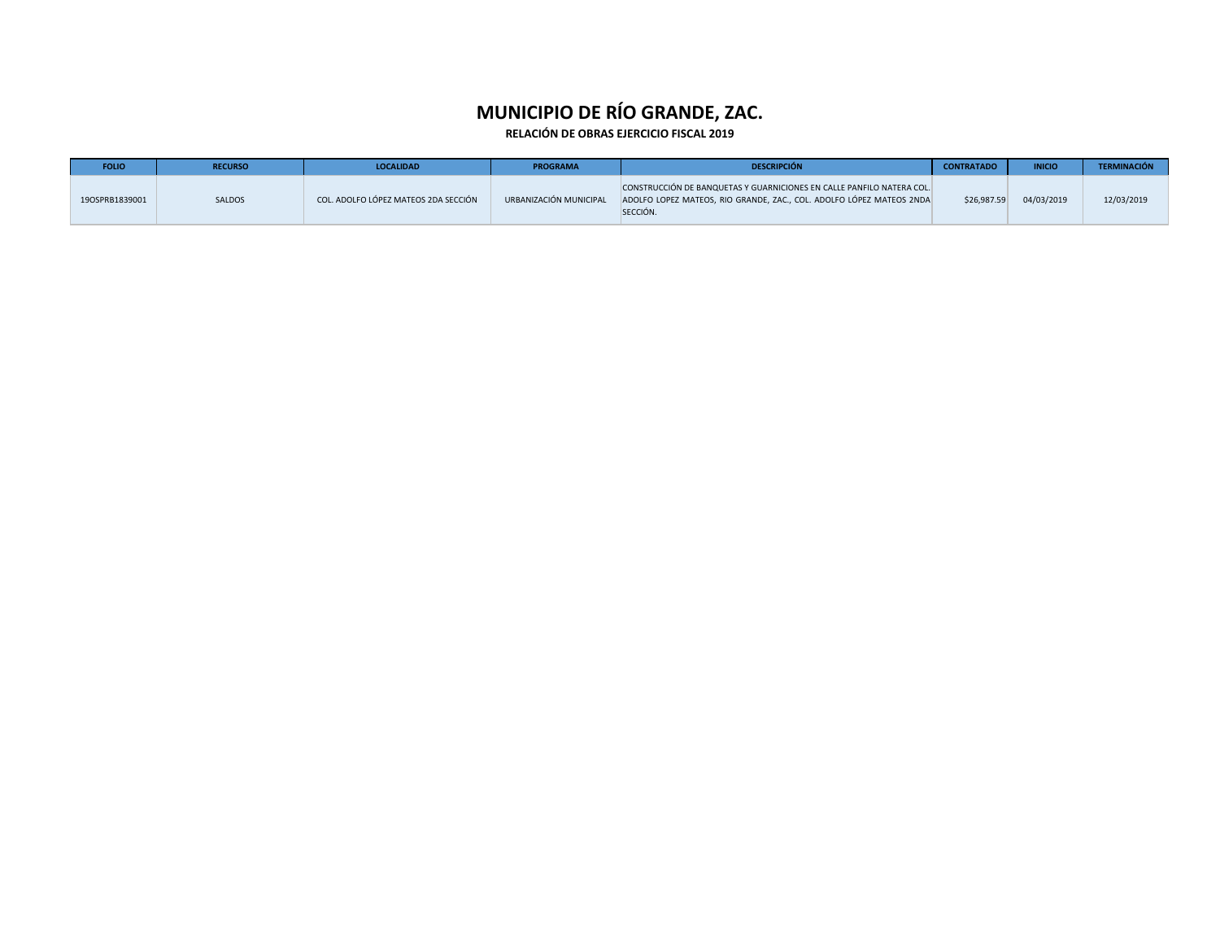# MUNICIPIO DE RÍO GRANDE, ZAC.

### RELACIÓN DE OBRAS EJERCICIO FISCAL 2019

| FOLIO | RECURSO | LOCALIDAD | PROGRAMA | DESCRIPCIÓN | CONTRATADO | INICIO | TERMINACIÓN |
|---|---|---|---|---|---|---|---|
| 19OSPRB1839001 | SALDOS | COL. ADOLFO LÓPEZ MATEOS 2DA SECCIÓN | URBANIZACIÓN MUNICIPAL | CONSTRUCCIÓN DE BANQUETAS Y GUARNICIONES EN CALLE PANFILO NATERA COL. ADOLFO LOPEZ MATEOS, RIO GRANDE, ZAC., COL. ADOLFO LÓPEZ MATEOS 2NDA SECCIÓN. | $26,987.59 | 04/03/2019 | 12/03/2019 |